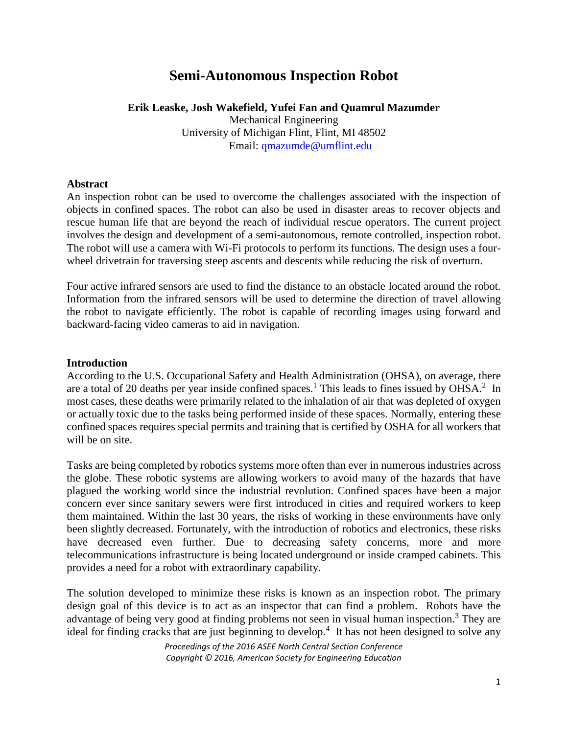# Semi-Autonomous Inspection Robot

**Erik Leaske, Josh Wakefield, Yufei Fan and Quamrul Mazumder**

Mechanical Engineering
University of Michigan Flint, Flint, MI 48502
Email: qmazumde@umflint.edu

## Abstract

An inspection robot can be used to overcome the challenges associated with the inspection of objects in confined spaces. The robot can also be used in disaster areas to recover objects and rescue human life that are beyond the reach of individual rescue operators. The current project involves the design and development of a semi-autonomous, remote controlled, inspection robot. The robot will use a camera with Wi-Fi protocols to perform its functions. The design uses a four-wheel drivetrain for traversing steep ascents and descents while reducing the risk of overturn.

Four active infrared sensors are used to find the distance to an obstacle located around the robot. Information from the infrared sensors will be used to determine the direction of travel allowing the robot to navigate efficiently. The robot is capable of recording images using forward and backward-facing video cameras to aid in navigation.

## Introduction

According to the U.S. Occupational Safety and Health Administration (OHSA), on average, there are a total of 20 deaths per year inside confined spaces.[1] This leads to fines issued by OHSA.[2] In most cases, these deaths were primarily related to the inhalation of air that was depleted of oxygen or actually toxic due to the tasks being performed inside of these spaces. Normally, entering these confined spaces requires special permits and training that is certified by OSHA for all workers that will be on site.

Tasks are being completed by robotics systems more often than ever in numerous industries across the globe. These robotic systems are allowing workers to avoid many of the hazards that have plagued the working world since the industrial revolution. Confined spaces have been a major concern ever since sanitary sewers were first introduced in cities and required workers to keep them maintained. Within the last 30 years, the risks of working in these environments have only been slightly decreased. Fortunately, with the introduction of robotics and electronics, these risks have decreased even further. Due to decreasing safety concerns, more and more telecommunications infrastructure is being located underground or inside cramped cabinets. This provides a need for a robot with extraordinary capability.

The solution developed to minimize these risks is known as an inspection robot. The primary design goal of this device is to act as an inspector that can find a problem. Robots have the advantage of being very good at finding problems not seen in visual human inspection.[3] They are ideal for finding cracks that are just beginning to develop.[4] It has not been designed to solve any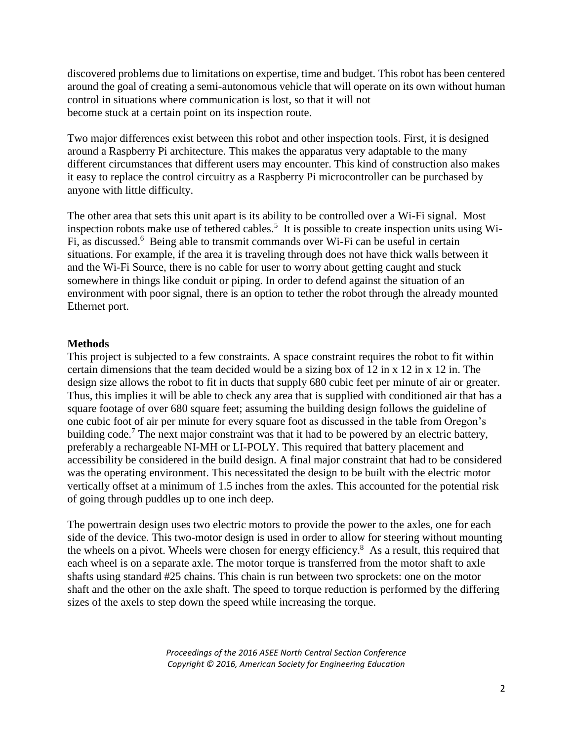discovered problems due to limitations on expertise, time and budget. This robot has been centered around the goal of creating a semi-autonomous vehicle that will operate on its own without human control in situations where communication is lost, so that it will not become stuck at a certain point on its inspection route.

Two major differences exist between this robot and other inspection tools. First, it is designed around a Raspberry Pi architecture. This makes the apparatus very adaptable to the many different circumstances that different users may encounter. This kind of construction also makes it easy to replace the control circuitry as a Raspberry Pi microcontroller can be purchased by anyone with little difficulty.

The other area that sets this unit apart is its ability to be controlled over a Wi-Fi signal. Most inspection robots make use of tethered cables.[5] It is possible to create inspection units using Wi-Fi, as discussed.[6] Being able to transmit commands over Wi-Fi can be useful in certain situations. For example, if the area it is traveling through does not have thick walls between it and the Wi-Fi Source, there is no cable for user to worry about getting caught and stuck somewhere in things like conduit or piping. In order to defend against the situation of an environment with poor signal, there is an option to tether the robot through the already mounted Ethernet port.

**Methods**

This project is subjected to a few constraints. A space constraint requires the robot to fit within certain dimensions that the team decided would be a sizing box of 12 in x 12 in x 12 in. The design size allows the robot to fit in ducts that supply 680 cubic feet per minute of air or greater. Thus, this implies it will be able to check any area that is supplied with conditioned air that has a square footage of over 680 square feet; assuming the building design follows the guideline of one cubic foot of air per minute for every square foot as discussed in the table from Oregon's building code.[7] The next major constraint was that it had to be powered by an electric battery, preferably a rechargeable NI-MH or LI-POLY. This required that battery placement and accessibility be considered in the build design. A final major constraint that had to be considered was the operating environment. This necessitated the design to be built with the electric motor vertically offset at a minimum of 1.5 inches from the axles. This accounted for the potential risk of going through puddles up to one inch deep.

The powertrain design uses two electric motors to provide the power to the axles, one for each side of the device. This two-motor design is used in order to allow for steering without mounting the wheels on a pivot. Wheels were chosen for energy efficiency.[8] As a result, this required that each wheel is on a separate axle. The motor torque is transferred from the motor shaft to axle shafts using standard #25 chains. This chain is run between two sprockets: one on the motor shaft and the other on the axle shaft. The speed to torque reduction is performed by the differing sizes of the axels to step down the speed while increasing the torque.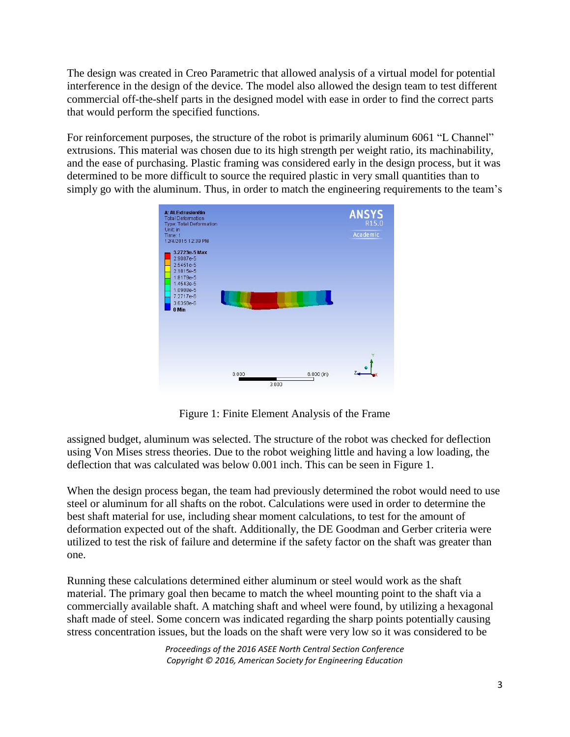The design was created in Creo Parametric that allowed analysis of a virtual model for potential interference in the design of the device. The model also allowed the design team to test different commercial off-the-shelf parts in the designed model with ease in order to find the correct parts that would perform the specified functions.

For reinforcement purposes, the structure of the robot is primarily aluminum 6061 "L Channel" extrusions. This material was chosen due to its high strength per weight ratio, its machinability, and the ease of purchasing. Plastic framing was considered early in the design process, but it was determined to be more difficult to source the required plastic in very small quantities than to simply go with the aluminum. Thus, in order to match the engineering requirements to the team's assigned budget, aluminum was selected. The structure of the robot was checked for deflection using Von Mises stress theories. Due to the robot weighing little and having a low loading, the deflection that was calculated was below 0.001 inch. This can be seen in Figure 1.

Figure 1: Finite Element Analysis of the Frame

When the design process began, the team had previously determined the robot would need to use steel or aluminum for all shafts on the robot. Calculations were used in order to determine the best shaft material for use, including shear moment calculations, to test for the amount of deformation expected out of the shaft. Additionally, the DE Goodman and Gerber criteria were utilized to test the risk of failure and determine if the safety factor on the shaft was greater than one.

Running these calculations determined either aluminum or steel would work as the shaft material. The primary goal then became to match the wheel mounting point to the shaft via a commercially available shaft. A matching shaft and wheel were found, by utilizing a hexagonal shaft made of steel. Some concern was indicated regarding the sharp points potentially causing stress concentration issues, but the loads on the shaft were very low so it was considered to be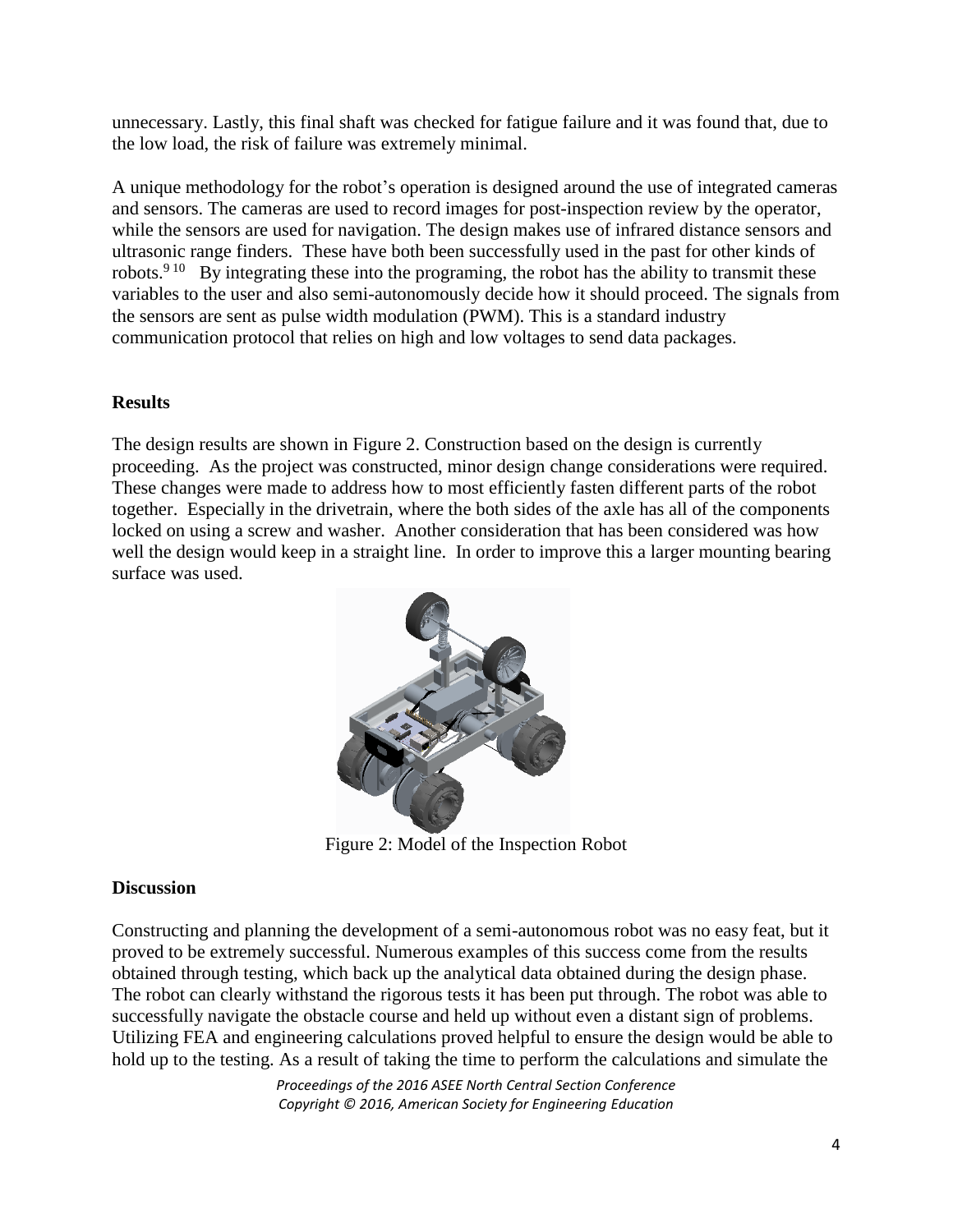unnecessary. Lastly, this final shaft was checked for fatigue failure and it was found that, due to the low load, the risk of failure was extremely minimal.

A unique methodology for the robot's operation is designed around the use of integrated cameras and sensors. The cameras are used to record images for post-inspection review by the operator, while the sensors are used for navigation. The design makes use of infrared distance sensors and ultrasonic range finders. These have both been successfully used in the past for other kinds of robots.[9 10] By integrating these into the programing, the robot has the ability to transmit these variables to the user and also semi-autonomously decide how it should proceed. The signals from the sensors are sent as pulse width modulation (PWM). This is a standard industry communication protocol that relies on high and low voltages to send data packages.

**Results**

The design results are shown in Figure 2. Construction based on the design is currently proceeding. As the project was constructed, minor design change considerations were required. These changes were made to address how to most efficiently fasten different parts of the robot together. Especially in the drivetrain, where the both sides of the axle has all of the components locked on using a screw and washer. Another consideration that has been considered was how well the design would keep in a straight line. In order to improve this a larger mounting bearing surface was used.

Figure 2: Model of the Inspection Robot

**Discussion**

Constructing and planning the development of a semi-autonomous robot was no easy feat, but it proved to be extremely successful. Numerous examples of this success come from the results obtained through testing, which back up the analytical data obtained during the design phase. The robot can clearly withstand the rigorous tests it has been put through. The robot was able to successfully navigate the obstacle course and held up without even a distant sign of problems. Utilizing FEA and engineering calculations proved helpful to ensure the design would be able to hold up to the testing. As a result of taking the time to perform the calculations and simulate the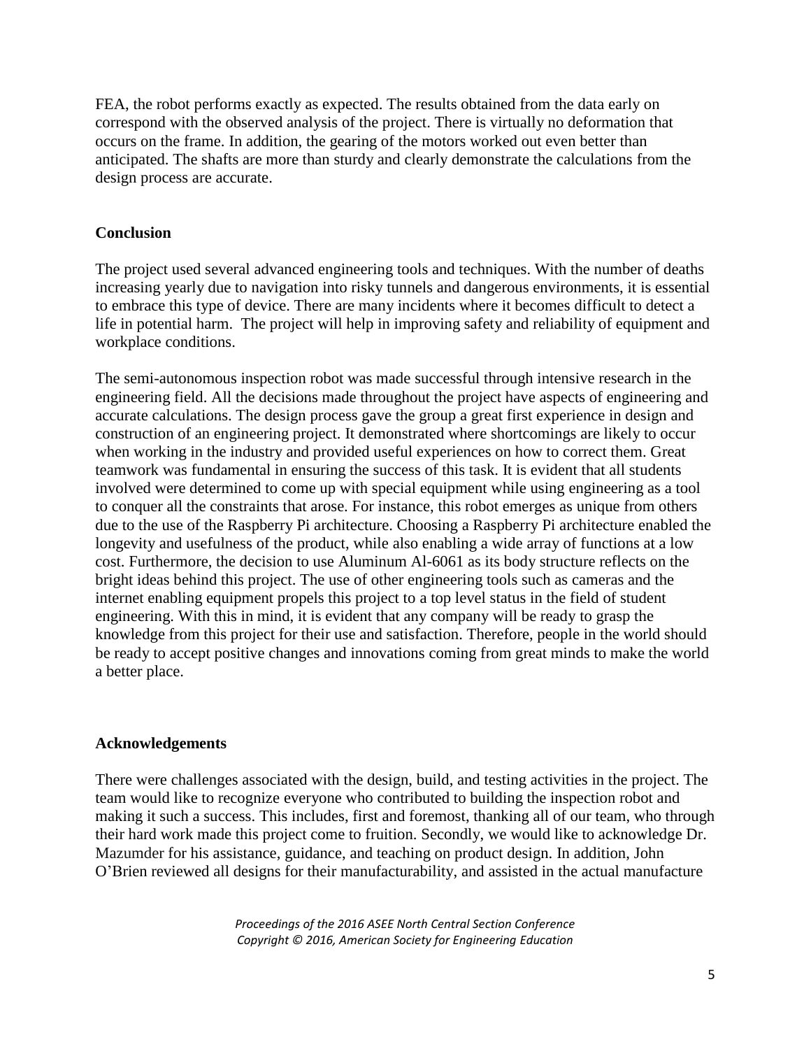FEA, the robot performs exactly as expected. The results obtained from the data early on correspond with the observed analysis of the project. There is virtually no deformation that occurs on the frame. In addition, the gearing of the motors worked out even better than anticipated. The shafts are more than sturdy and clearly demonstrate the calculations from the design process are accurate.

## Conclusion

The project used several advanced engineering tools and techniques. With the number of deaths increasing yearly due to navigation into risky tunnels and dangerous environments, it is essential to embrace this type of device. There are many incidents where it becomes difficult to detect a life in potential harm. The project will help in improving safety and reliability of equipment and workplace conditions.

The semi-autonomous inspection robot was made successful through intensive research in the engineering field. All the decisions made throughout the project have aspects of engineering and accurate calculations. The design process gave the group a great first experience in design and construction of an engineering project. It demonstrated where shortcomings are likely to occur when working in the industry and provided useful experiences on how to correct them. Great teamwork was fundamental in ensuring the success of this task. It is evident that all students involved were determined to come up with special equipment while using engineering as a tool to conquer all the constraints that arose. For instance, this robot emerges as unique from others due to the use of the Raspberry Pi architecture. Choosing a Raspberry Pi architecture enabled the longevity and usefulness of the product, while also enabling a wide array of functions at a low cost. Furthermore, the decision to use Aluminum Al-6061 as its body structure reflects on the bright ideas behind this project. The use of other engineering tools such as cameras and the internet enabling equipment propels this project to a top level status in the field of student engineering. With this in mind, it is evident that any company will be ready to grasp the knowledge from this project for their use and satisfaction. Therefore, people in the world should be ready to accept positive changes and innovations coming from great minds to make the world a better place.

## Acknowledgements

There were challenges associated with the design, build, and testing activities in the project. The team would like to recognize everyone who contributed to building the inspection robot and making it such a success. This includes, first and foremost, thanking all of our team, who through their hard work made this project come to fruition. Secondly, we would like to acknowledge Dr. Mazumder for his assistance, guidance, and teaching on product design. In addition, John O'Brien reviewed all designs for their manufacturability, and assisted in the actual manufacture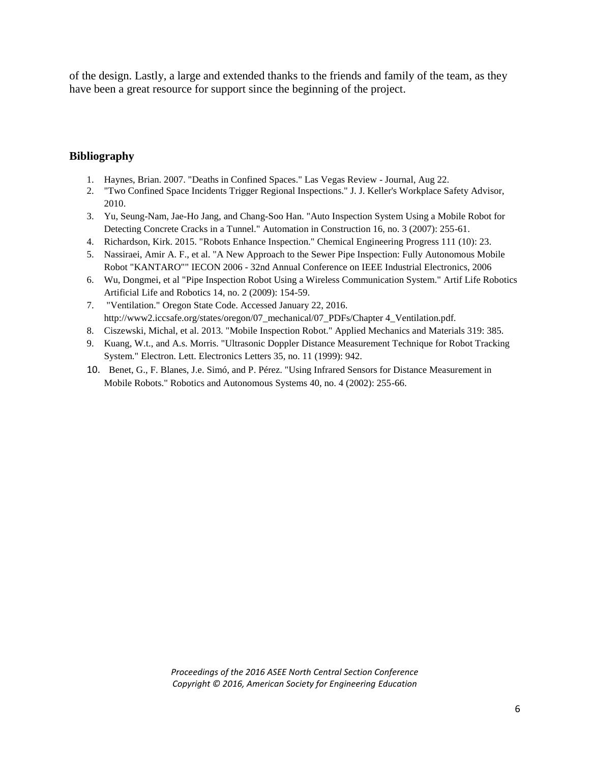of the design. Lastly, a large and extended thanks to the friends and family of the team, as they have been a great resource for support since the beginning of the project.

## Bibliography

1. Haynes, Brian. 2007. "Deaths in Confined Spaces." Las Vegas Review - Journal, Aug 22.
2. "Two Confined Space Incidents Trigger Regional Inspections." J. J. Keller's Workplace Safety Advisor, 2010.
3. Yu, Seung-Nam, Jae-Ho Jang, and Chang-Soo Han. "Auto Inspection System Using a Mobile Robot for Detecting Concrete Cracks in a Tunnel." Automation in Construction 16, no. 3 (2007): 255-61.
4. Richardson, Kirk. 2015. "Robots Enhance Inspection." Chemical Engineering Progress 111 (10): 23.
5. Nassiraei, Amir A. F., et al. "A New Approach to the Sewer Pipe Inspection: Fully Autonomous Mobile Robot "KANTARO"" IECON 2006 - 32nd Annual Conference on IEEE Industrial Electronics, 2006
6. Wu, Dongmei, et al "Pipe Inspection Robot Using a Wireless Communication System." Artif Life Robotics Artificial Life and Robotics 14, no. 2 (2009): 154-59.
7. "Ventilation." Oregon State Code. Accessed January 22, 2016. http://www2.iccsafe.org/states/oregon/07_mechanical/07_PDFs/Chapter 4_Ventilation.pdf.
8. Ciszewski, Michal, et al. 2013. "Mobile Inspection Robot." Applied Mechanics and Materials 319: 385.
9. Kuang, W.t., and A.s. Morris. "Ultrasonic Doppler Distance Measurement Technique for Robot Tracking System." Electron. Lett. Electronics Letters 35, no. 11 (1999): 942.
10. Benet, G., F. Blanes, J.e. Simó, and P. Pérez. "Using Infrared Sensors for Distance Measurement in Mobile Robots." Robotics and Autonomous Systems 40, no. 4 (2002): 255-66.